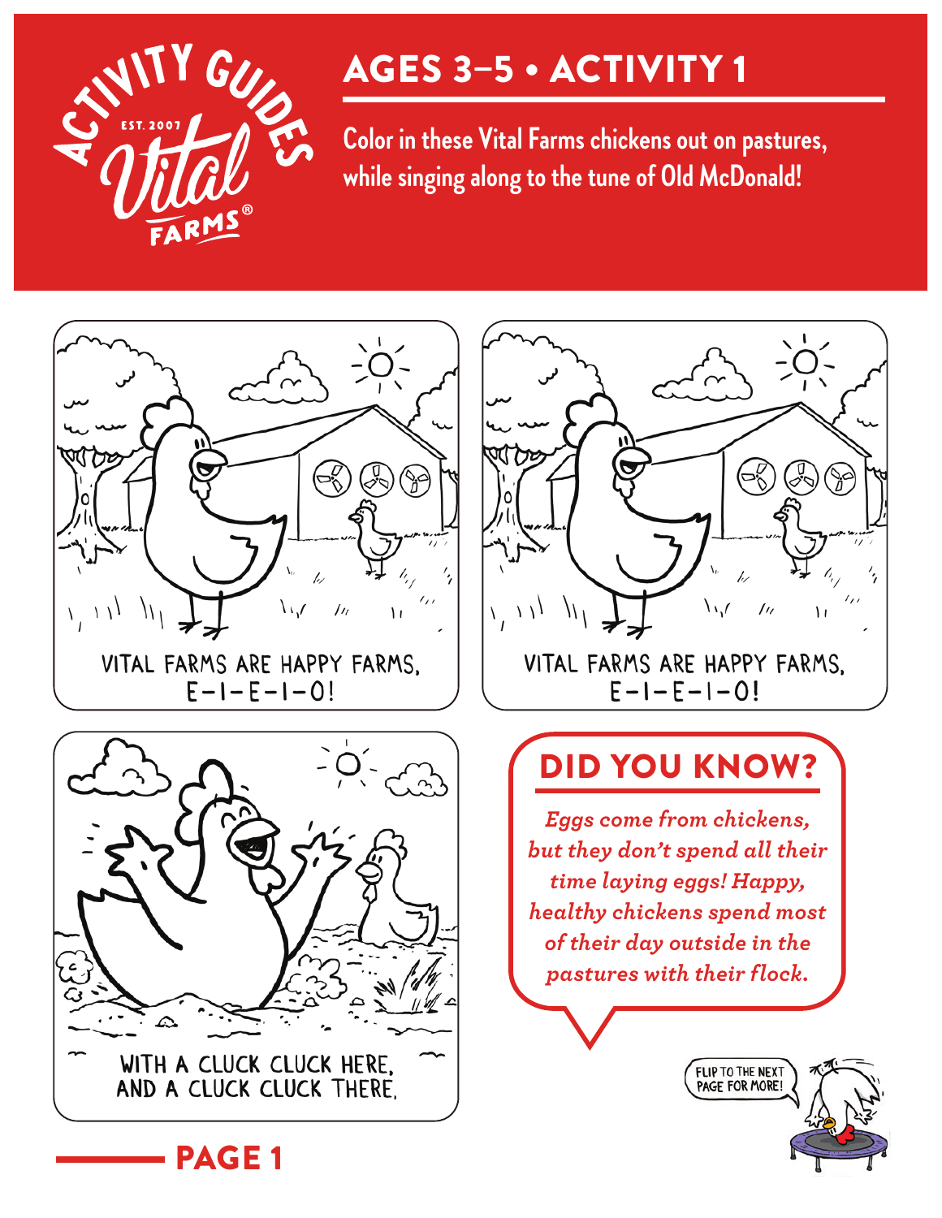# AGES 3–5 • ACTIVITY 1

Color in these Vital Farms chickens out on pastures, while singing along to the tune of Old McDonald!

VITAL FARMS ARE HAPPY FARMS,
E-I-E-I-O!

VITAL FARMS ARE HAPPY FARMS,
E-I-E-I-O!

WITH A CLUCK CLUCK HERE,
AND A CLUCK CLUCK THERE,

## DID YOU KNOW?

*Eggs come from chickens, but they don't spend all their time laying eggs! Happy, healthy chickens spend most of their day outside in the pastures with their flock.*

FLIP TO THE NEXT PAGE FOR MORE!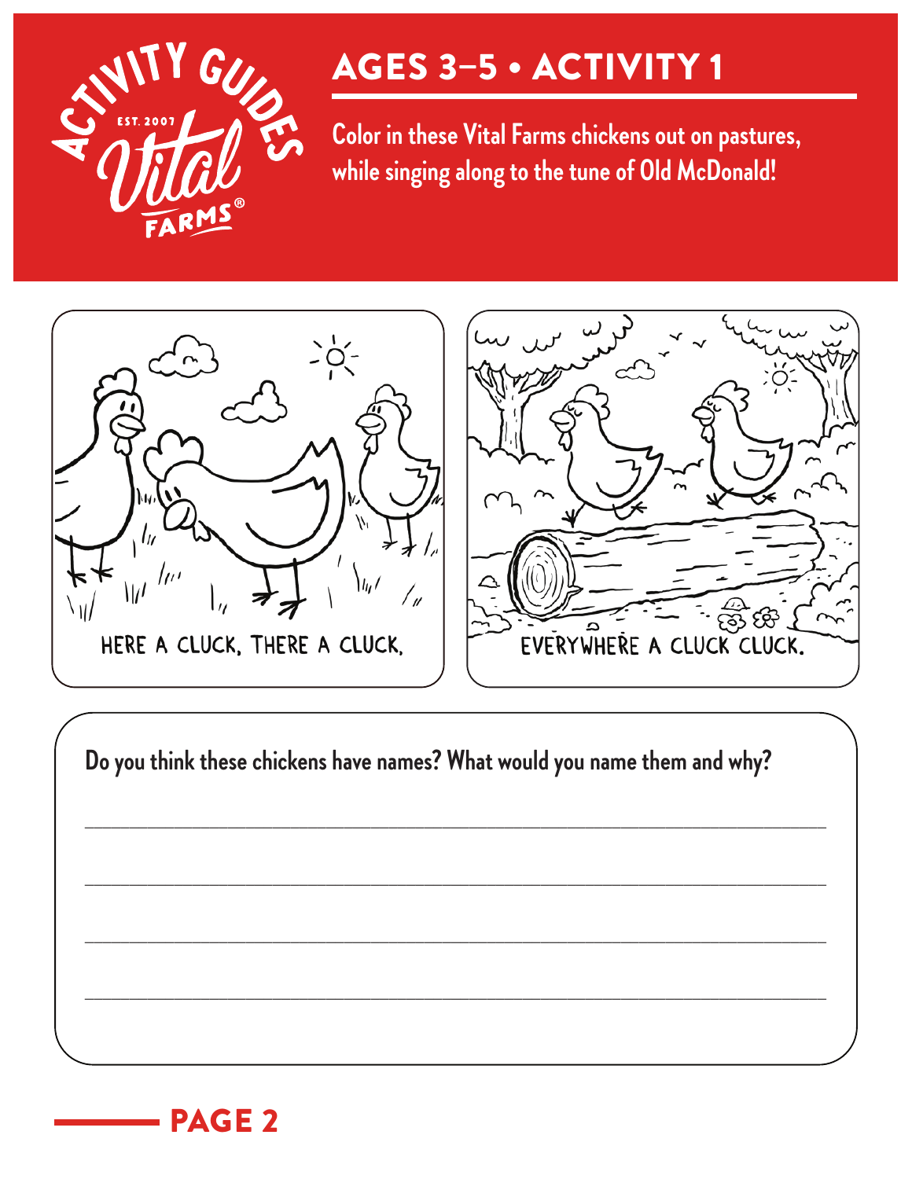# AGES 3–5 • ACTIVITY 1

Color in these Vital Farms chickens out on pastures, while singing along to the tune of Old McDonald!

HERE A CLUCK, THERE A CLUCK,

EVERYWHERE A CLUCK CLUCK.

**Do you think these chickens have names? What would you name them and why?**

_______________________________________________

_______________________________________________

_______________________________________________

_______________________________________________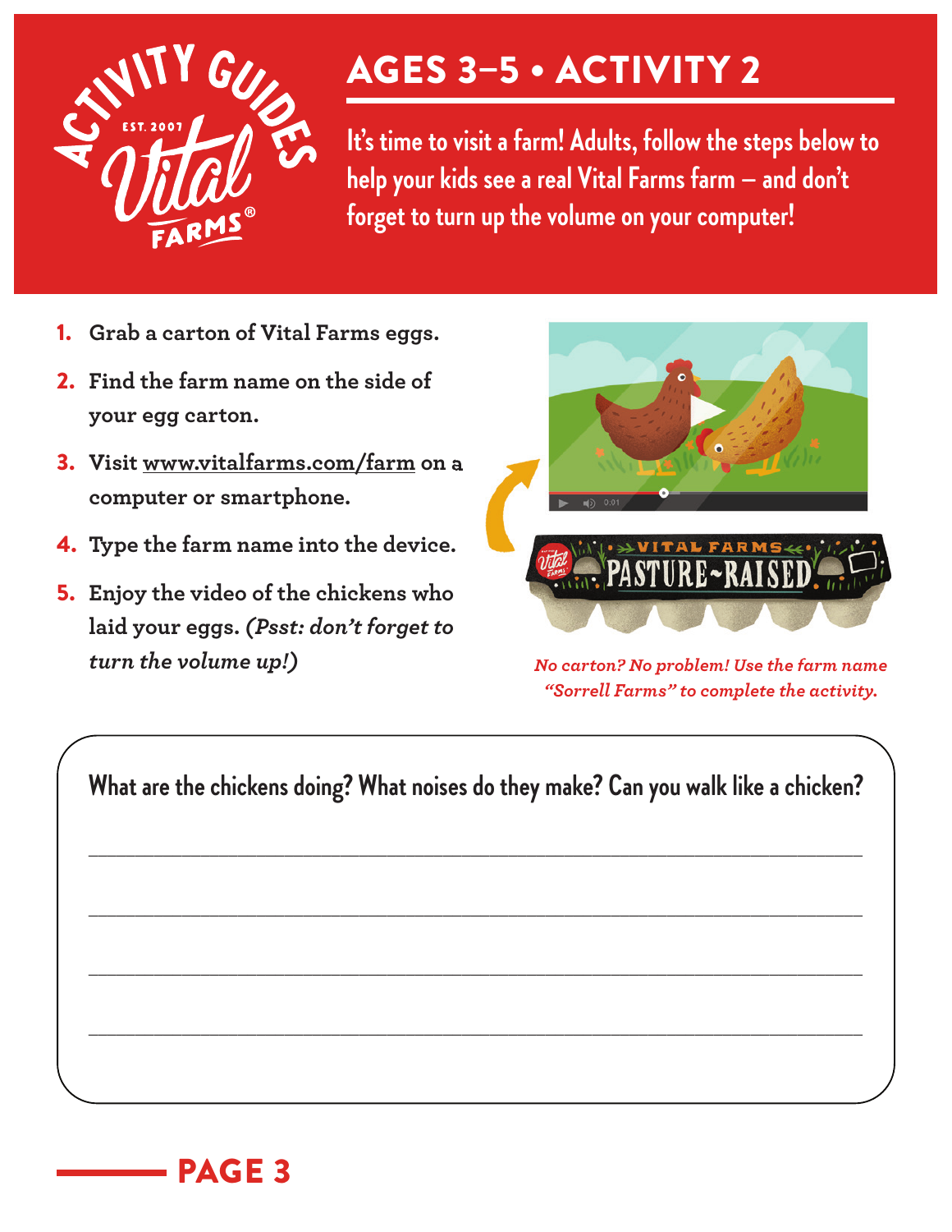# AGES 3–5 • ACTIVITY 2

It's time to visit a farm! Adults, follow the steps below to help your kids see a real Vital Farms farm – and don't forget to turn up the volume on your computer!

1. **Grab a carton of Vital Farms eggs.**
2. **Find the farm name on the side of your egg carton.**
3. **Visit www.vitalfarms.com/farm on a computer or smartphone.**
4. **Type the farm name into the device.**
5. **Enjoy the video of the chickens who laid your eggs.** ***(Psst: don't forget to turn the volume up!)***

*No carton? No problem! Use the farm name "Sorrell Farms" to complete the activity.*

**What are the chickens doing? What noises do they make? Can you walk like a chicken?**

______________________________________________

______________________________________________

______________________________________________

______________________________________________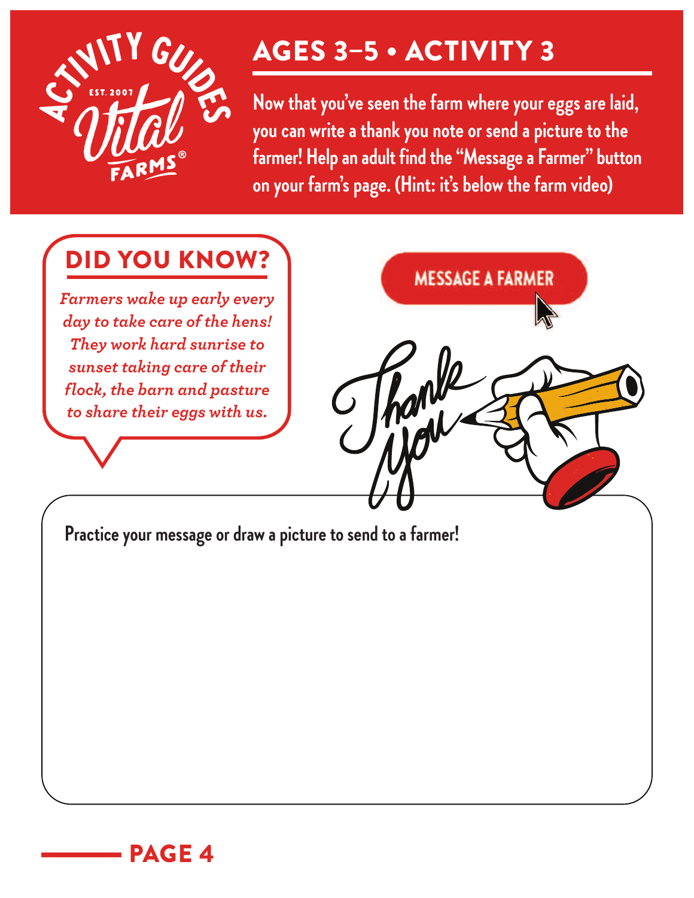# AGES 3–5 • ACTIVITY 3

**Now that you've seen the farm where your eggs are laid, you can write a thank you note or send a picture to the farmer! Help an adult find the "Message a Farmer" button on your farm's page. (Hint: it's below the farm video)**

## DID YOU KNOW?

*Farmers wake up early every day to take care of the hens! They work hard sunrise to sunset taking care of their flock, the barn and pasture to share their eggs with us.*

MESSAGE A FARMER

Thank you

**Practice your message or draw a picture to send to a farmer!**